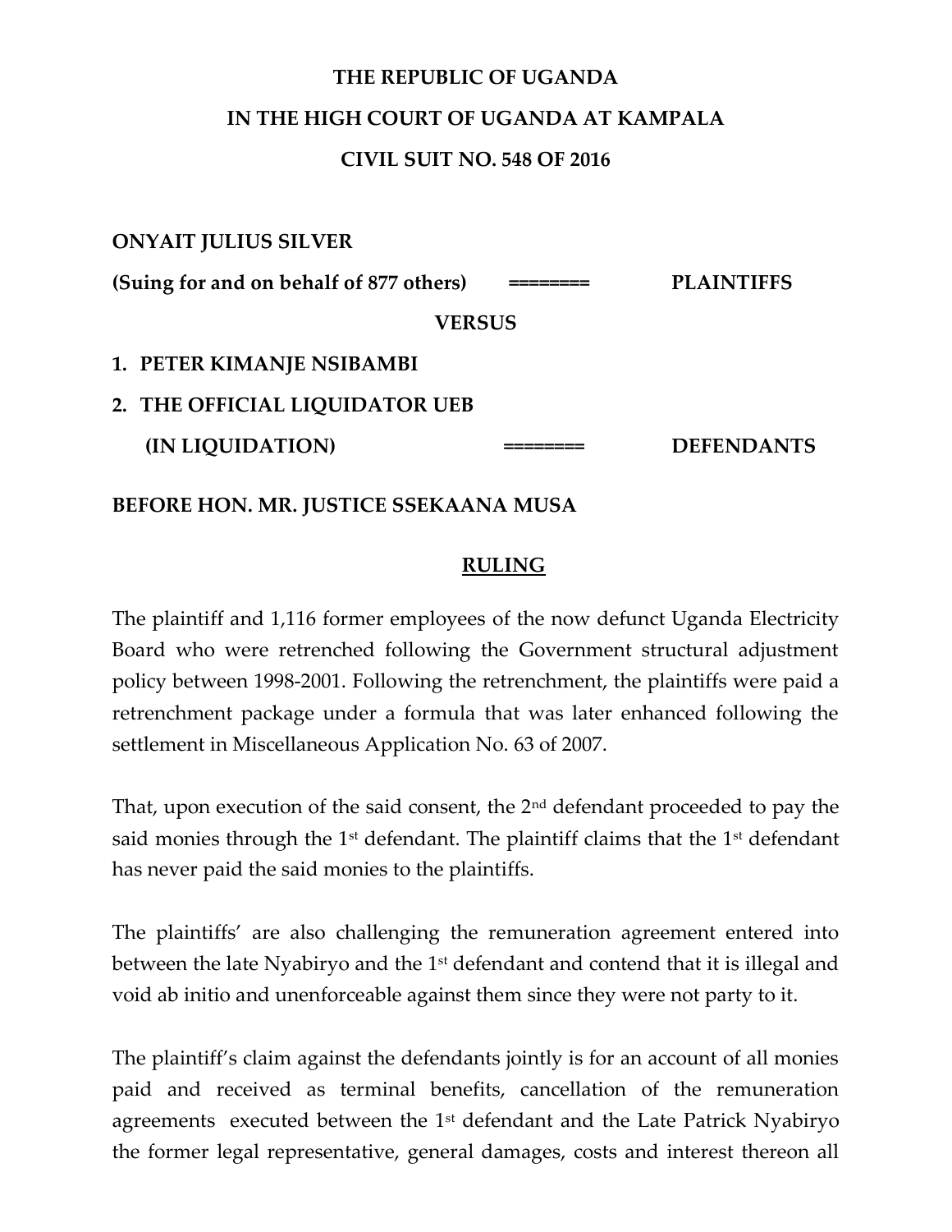**THE REPUBLIC OF UGANDA**

**IN THE HIGH COURT OF UGANDA AT KAMPALA**

**CIVIL SUIT NO. 548 OF 2016**

**ONYAIT JULIUS SILVER**

**(Suing for and on behalf of 877 others) ======== PLAINTIFFS**

**VERSUS**

1. **PETER KIMANJE NSIBAMBI**
2. **THE OFFICIAL LIQUIDATOR UEB (IN LIQUIDATION) ======== DEFENDANTS**

**BEFORE HON. MR. JUSTICE SSEKAANA MUSA**

## RULING

The plaintiff and 1,116 former employees of the now defunct Uganda Electricity Board who were retrenched following the Government structural adjustment policy between 1998-2001. Following the retrenchment, the plaintiffs were paid a retrenchment package under a formula that was later enhanced following the settlement in Miscellaneous Application No. 63 of 2007.

That, upon execution of the said consent, the 2nd defendant proceeded to pay the said monies through the 1st defendant. The plaintiff claims that the 1st defendant has never paid the said monies to the plaintiffs.

The plaintiffs' are also challenging the remuneration agreement entered into between the late Nyabiryo and the 1st defendant and contend that it is illegal and void ab initio and unenforceable against them since they were not party to it.

The plaintiff's claim against the defendants jointly is for an account of all monies paid and received as terminal benefits, cancellation of the remuneration agreements executed between the 1st defendant and the Late Patrick Nyabiryo the former legal representative, general damages, costs and interest thereon all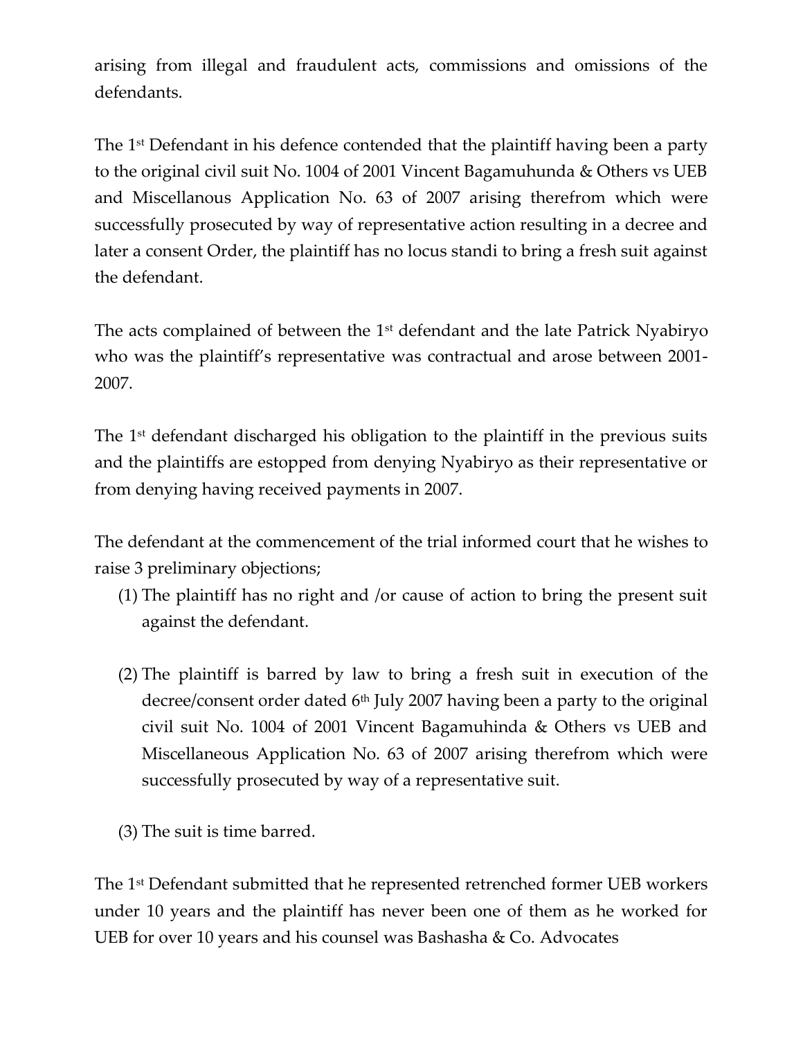arising from illegal and fraudulent acts, commissions and omissions of the defendants.

The 1st Defendant in his defence contended that the plaintiff having been a party to the original civil suit No. 1004 of 2001 Vincent Bagamuhunda & Others vs UEB and Miscellanous Application No. 63 of 2007 arising therefrom which were successfully prosecuted by way of representative action resulting in a decree and later a consent Order, the plaintiff has no locus standi to bring a fresh suit against the defendant.

The acts complained of between the 1st defendant and the late Patrick Nyabiryo who was the plaintiff's representative was contractual and arose between 2001-2007.

The 1st defendant discharged his obligation to the plaintiff in the previous suits and the plaintiffs are estopped from denying Nyabiryo as their representative or from denying having received payments in 2007.

The defendant at the commencement of the trial informed court that he wishes to raise 3 preliminary objections;

(1) The plaintiff has no right and /or cause of action to bring the present suit against the defendant.

(2) The plaintiff is barred by law to bring a fresh suit in execution of the decree/consent order dated 6th July 2007 having been a party to the original civil suit No. 1004 of 2001 Vincent Bagamuhinda & Others vs UEB and Miscellaneous Application No. 63 of 2007 arising therefrom which were successfully prosecuted by way of a representative suit.

(3) The suit is time barred.

The 1st Defendant submitted that he represented retrenched former UEB workers under 10 years and the plaintiff has never been one of them as he worked for UEB for over 10 years and his counsel was Bashasha & Co. Advocates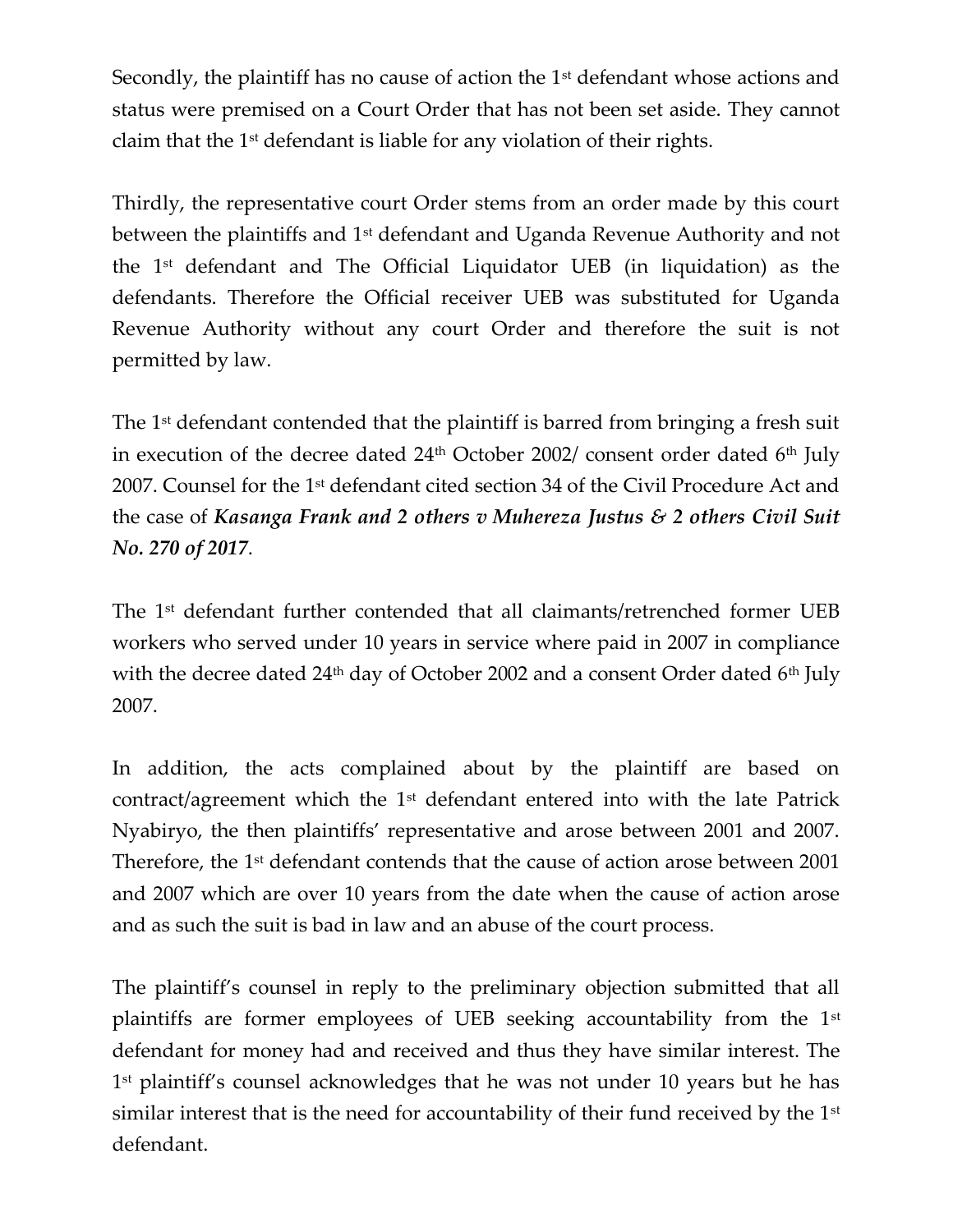Secondly, the plaintiff has no cause of action the 1st defendant whose actions and status were premised on a Court Order that has not been set aside. They cannot claim that the 1st defendant is liable for any violation of their rights.

Thirdly, the representative court Order stems from an order made by this court between the plaintiffs and 1st defendant and Uganda Revenue Authority and not the 1st defendant and The Official Liquidator UEB (in liquidation) as the defendants. Therefore the Official receiver UEB was substituted for Uganda Revenue Authority without any court Order and therefore the suit is not permitted by law.

The 1st defendant contended that the plaintiff is barred from bringing a fresh suit in execution of the decree dated 24th October 2002/ consent order dated 6th July 2007. Counsel for the 1st defendant cited section 34 of the Civil Procedure Act and the case of ***Kasanga Frank and 2 others v Muhereza Justus & 2 others Civil Suit No. 270 of 2017***.

The 1st defendant further contended that all claimants/retrenched former UEB workers who served under 10 years in service where paid in 2007 in compliance with the decree dated 24th day of October 2002 and a consent Order dated 6th July 2007.

In addition, the acts complained about by the plaintiff are based on contract/agreement which the 1st defendant entered into with the late Patrick Nyabiryo, the then plaintiffs' representative and arose between 2001 and 2007. Therefore, the 1st defendant contends that the cause of action arose between 2001 and 2007 which are over 10 years from the date when the cause of action arose and as such the suit is bad in law and an abuse of the court process.

The plaintiff's counsel in reply to the preliminary objection submitted that all plaintiffs are former employees of UEB seeking accountability from the 1st defendant for money had and received and thus they have similar interest. The 1st plaintiff's counsel acknowledges that he was not under 10 years but he has similar interest that is the need for accountability of their fund received by the 1st defendant.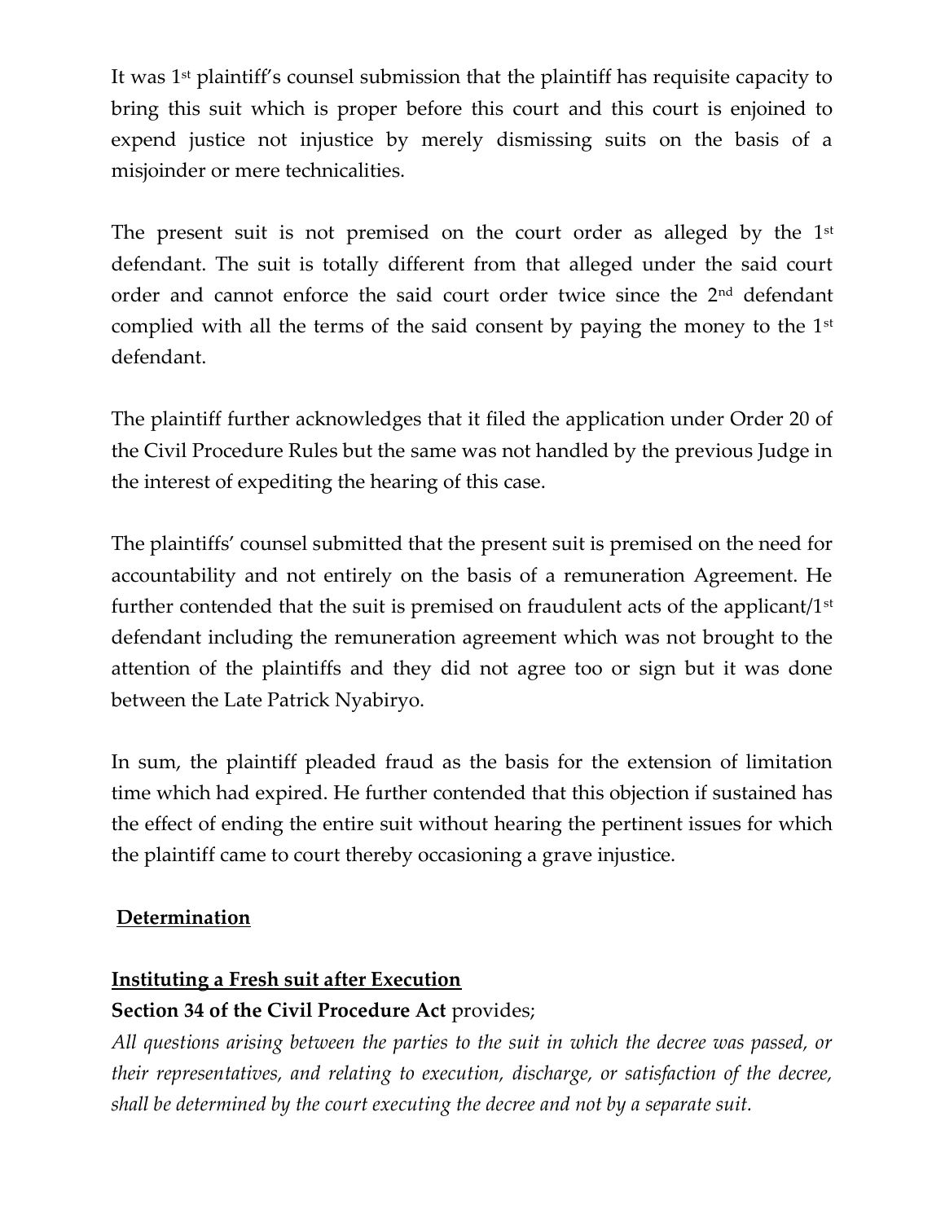It was 1st plaintiff's counsel submission that the plaintiff has requisite capacity to bring this suit which is proper before this court and this court is enjoined to expend justice not injustice by merely dismissing suits on the basis of a misjoinder or mere technicalities.

The present suit is not premised on the court order as alleged by the 1st defendant. The suit is totally different from that alleged under the said court order and cannot enforce the said court order twice since the 2nd defendant complied with all the terms of the said consent by paying the money to the 1st defendant.

The plaintiff further acknowledges that it filed the application under Order 20 of the Civil Procedure Rules but the same was not handled by the previous Judge in the interest of expediting the hearing of this case.

The plaintiffs' counsel submitted that the present suit is premised on the need for accountability and not entirely on the basis of a remuneration Agreement. He further contended that the suit is premised on fraudulent acts of the applicant/1st defendant including the remuneration agreement which was not brought to the attention of the plaintiffs and they did not agree too or sign but it was done between the Late Patrick Nyabiryo.

In sum, the plaintiff pleaded fraud as the basis for the extension of limitation time which had expired. He further contended that this objection if sustained has the effect of ending the entire suit without hearing the pertinent issues for which the plaintiff came to court thereby occasioning a grave injustice.

**Determination**

**Instituting a Fresh suit after Execution**

**Section 34 of the Civil Procedure Act** provides;

*All questions arising between the parties to the suit in which the decree was passed, or their representatives, and relating to execution, discharge, or satisfaction of the decree, shall be determined by the court executing the decree and not by a separate suit.*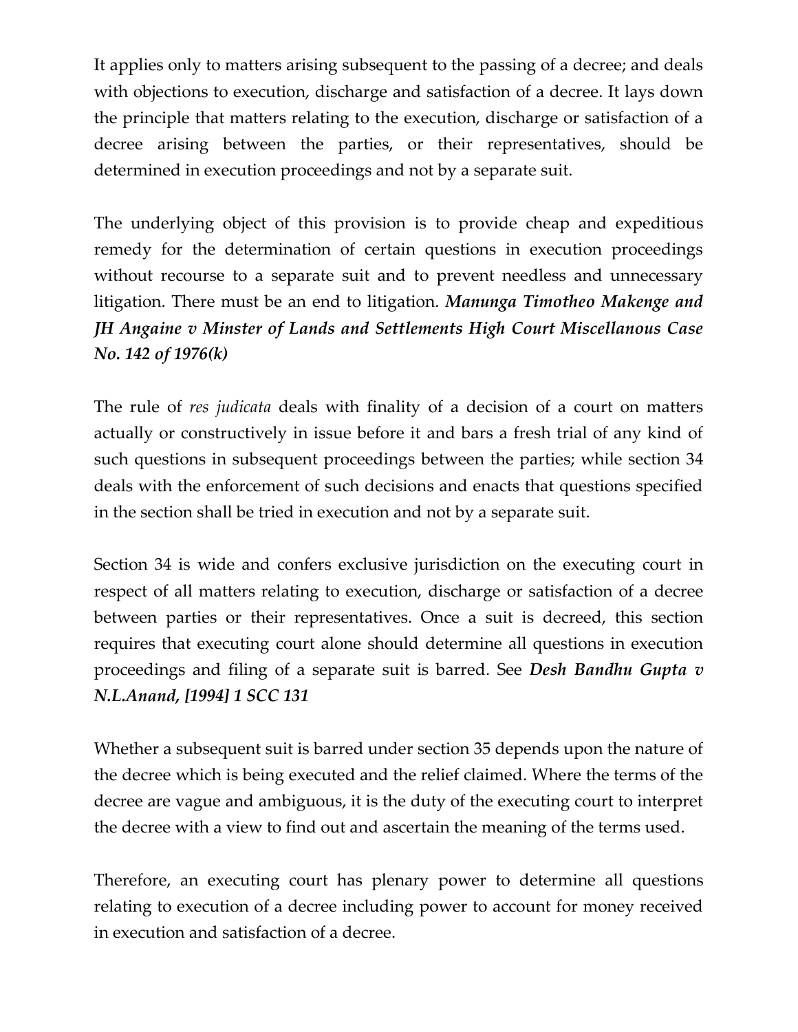It applies only to matters arising subsequent to the passing of a decree; and deals with objections to execution, discharge and satisfaction of a decree. It lays down the principle that matters relating to the execution, discharge or satisfaction of a decree arising between the parties, or their representatives, should be determined in execution proceedings and not by a separate suit.

The underlying object of this provision is to provide cheap and expeditious remedy for the determination of certain questions in execution proceedings without recourse to a separate suit and to prevent needless and unnecessary litigation. There must be an end to litigation. ***Manunga Timotheo Makenge and JH Angaine v Minster of Lands and Settlements High Court Miscellanous Case No. 142 of 1976(k)***

The rule of *res judicata* deals with finality of a decision of a court on matters actually or constructively in issue before it and bars a fresh trial of any kind of such questions in subsequent proceedings between the parties; while section 34 deals with the enforcement of such decisions and enacts that questions specified in the section shall be tried in execution and not by a separate suit.

Section 34 is wide and confers exclusive jurisdiction on the executing court in respect of all matters relating to execution, discharge or satisfaction of a decree between parties or their representatives. Once a suit is decreed, this section requires that executing court alone should determine all questions in execution proceedings and filing of a separate suit is barred. See ***Desh Bandhu Gupta v N.L.Anand, [1994] 1 SCC 131***

Whether a subsequent suit is barred under section 35 depends upon the nature of the decree which is being executed and the relief claimed. Where the terms of the decree are vague and ambiguous, it is the duty of the executing court to interpret the decree with a view to find out and ascertain the meaning of the terms used.

Therefore, an executing court has plenary power to determine all questions relating to execution of a decree including power to account for money received in execution and satisfaction of a decree.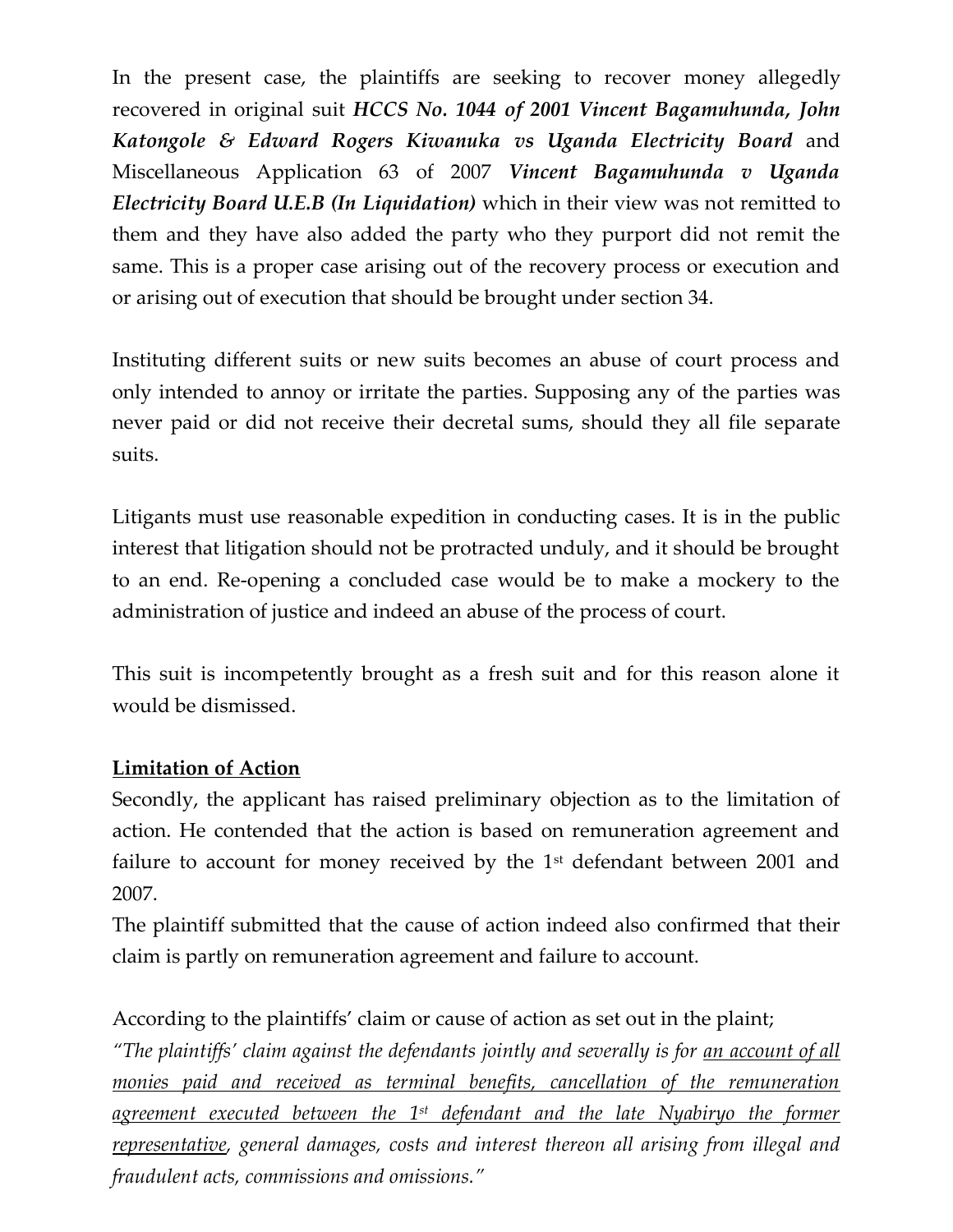In the present case, the plaintiffs are seeking to recover money allegedly recovered in original suit ***HCCS No. 1044 of 2001 Vincent Bagamuhunda, John Katongole & Edward Rogers Kiwanuka vs Uganda Electricity Board*** and Miscellaneous Application 63 of 2007 ***Vincent Bagamuhunda v Uganda Electricity Board U.E.B (In Liquidation)*** which in their view was not remitted to them and they have also added the party who they purport did not remit the same. This is a proper case arising out of the recovery process or execution and or arising out of execution that should be brought under section 34.

Instituting different suits or new suits becomes an abuse of court process and only intended to annoy or irritate the parties. Supposing any of the parties was never paid or did not receive their decretal sums, should they all file separate suits.

Litigants must use reasonable expedition in conducting cases. It is in the public interest that litigation should not be protracted unduly, and it should be brought to an end. Re-opening a concluded case would be to make a mockery to the administration of justice and indeed an abuse of the process of court.

This suit is incompetently brought as a fresh suit and for this reason alone it would be dismissed.

<u>**Limitation of Action**</u>

Secondly, the applicant has raised preliminary objection as to the limitation of action. He contended that the action is based on remuneration agreement and failure to account for money received by the 1st defendant between 2001 and 2007.

The plaintiff submitted that the cause of action indeed also confirmed that their claim is partly on remuneration agreement and failure to account.

According to the plaintiffs' claim or cause of action as set out in the plaint;

*"The plaintiffs' claim against the defendants jointly and severally is for <u>an account of all monies paid and received as terminal benefits, cancellation of the remuneration agreement executed between the 1st defendant and the late Nyabiryo the former representative</u>, general damages, costs and interest thereon all arising from illegal and fraudulent acts, commissions and omissions."*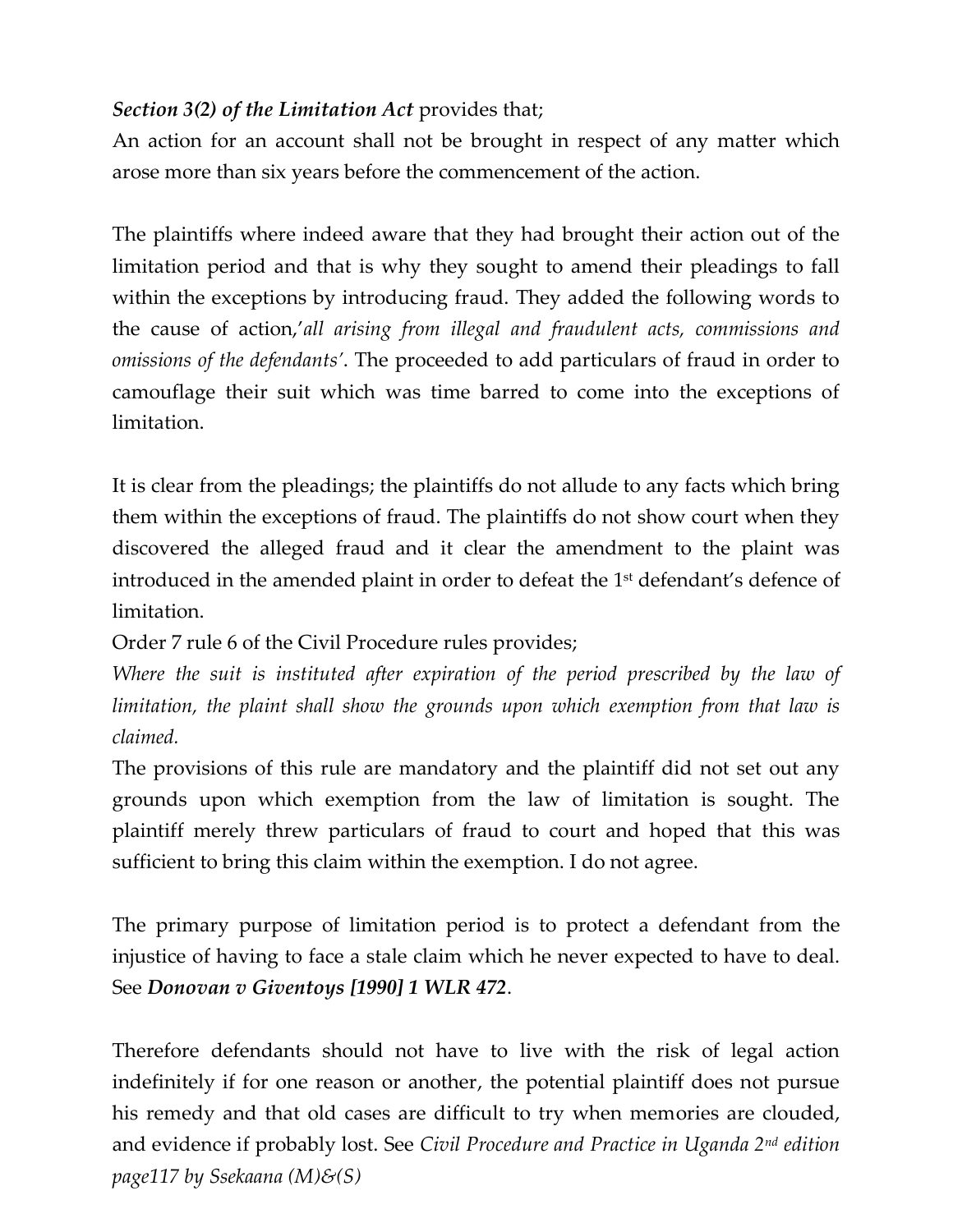***Section 3(2) of the Limitation Act*** provides that;
An action for an account shall not be brought in respect of any matter which arose more than six years before the commencement of the action.

The plaintiffs where indeed aware that they had brought their action out of the limitation period and that is why they sought to amend their pleadings to fall within the exceptions by introducing fraud. They added the following words to the cause of action,'*all arising from illegal and fraudulent acts, commissions and omissions of the defendants'*. The proceeded to add particulars of fraud in order to camouflage their suit which was time barred to come into the exceptions of limitation.

It is clear from the pleadings; the plaintiffs do not allude to any facts which bring them within the exceptions of fraud. The plaintiffs do not show court when they discovered the alleged fraud and it clear the amendment to the plaint was introduced in the amended plaint in order to defeat the 1st defendant's defence of limitation.

Order 7 rule 6 of the Civil Procedure rules provides;

*Where the suit is instituted after expiration of the period prescribed by the law of limitation, the plaint shall show the grounds upon which exemption from that law is claimed.*

The provisions of this rule are mandatory and the plaintiff did not set out any grounds upon which exemption from the law of limitation is sought. The plaintiff merely threw particulars of fraud to court and hoped that this was sufficient to bring this claim within the exemption. I do not agree.

The primary purpose of limitation period is to protect a defendant from the injustice of having to face a stale claim which he never expected to have to deal. See ***Donovan v Giventoys [1990] 1 WLR 472***.

Therefore defendants should not have to live with the risk of legal action indefinitely if for one reason or another, the potential plaintiff does not pursue his remedy and that old cases are difficult to try when memories are clouded, and evidence if probably lost. See *Civil Procedure and Practice in Uganda 2nd edition page117 by Ssekaana (M)&(S)*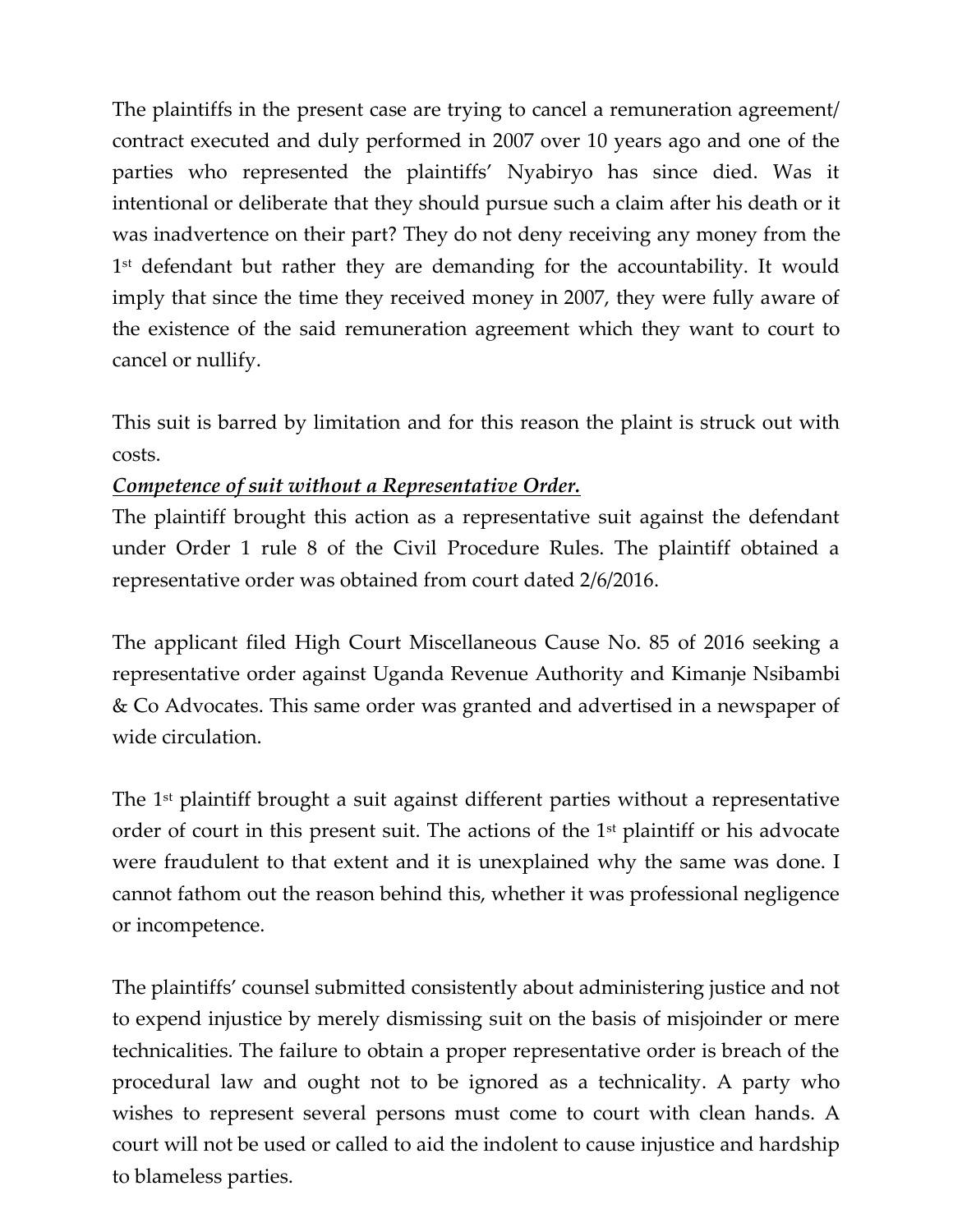The plaintiffs in the present case are trying to cancel a remuneration agreement/ contract executed and duly performed in 2007 over 10 years ago and one of the parties who represented the plaintiffs' Nyabiryo has since died. Was it intentional or deliberate that they should pursue such a claim after his death or it was inadvertence on their part? They do not deny receiving any money from the 1st defendant but rather they are demanding for the accountability. It would imply that since the time they received money in 2007, they were fully aware of the existence of the said remuneration agreement which they want to court to cancel or nullify.

This suit is barred by limitation and for this reason the plaint is struck out with costs.

***Competence of suit without a Representative Order.***

The plaintiff brought this action as a representative suit against the defendant under Order 1 rule 8 of the Civil Procedure Rules. The plaintiff obtained a representative order was obtained from court dated 2/6/2016.

The applicant filed High Court Miscellaneous Cause No. 85 of 2016 seeking a representative order against Uganda Revenue Authority and Kimanje Nsibambi & Co Advocates. This same order was granted and advertised in a newspaper of wide circulation.

The 1st plaintiff brought a suit against different parties without a representative order of court in this present suit. The actions of the 1st plaintiff or his advocate were fraudulent to that extent and it is unexplained why the same was done. I cannot fathom out the reason behind this, whether it was professional negligence or incompetence.

The plaintiffs' counsel submitted consistently about administering justice and not to expend injustice by merely dismissing suit on the basis of misjoinder or mere technicalities. The failure to obtain a proper representative order is breach of the procedural law and ought not to be ignored as a technicality. A party who wishes to represent several persons must come to court with clean hands. A court will not be used or called to aid the indolent to cause injustice and hardship to blameless parties.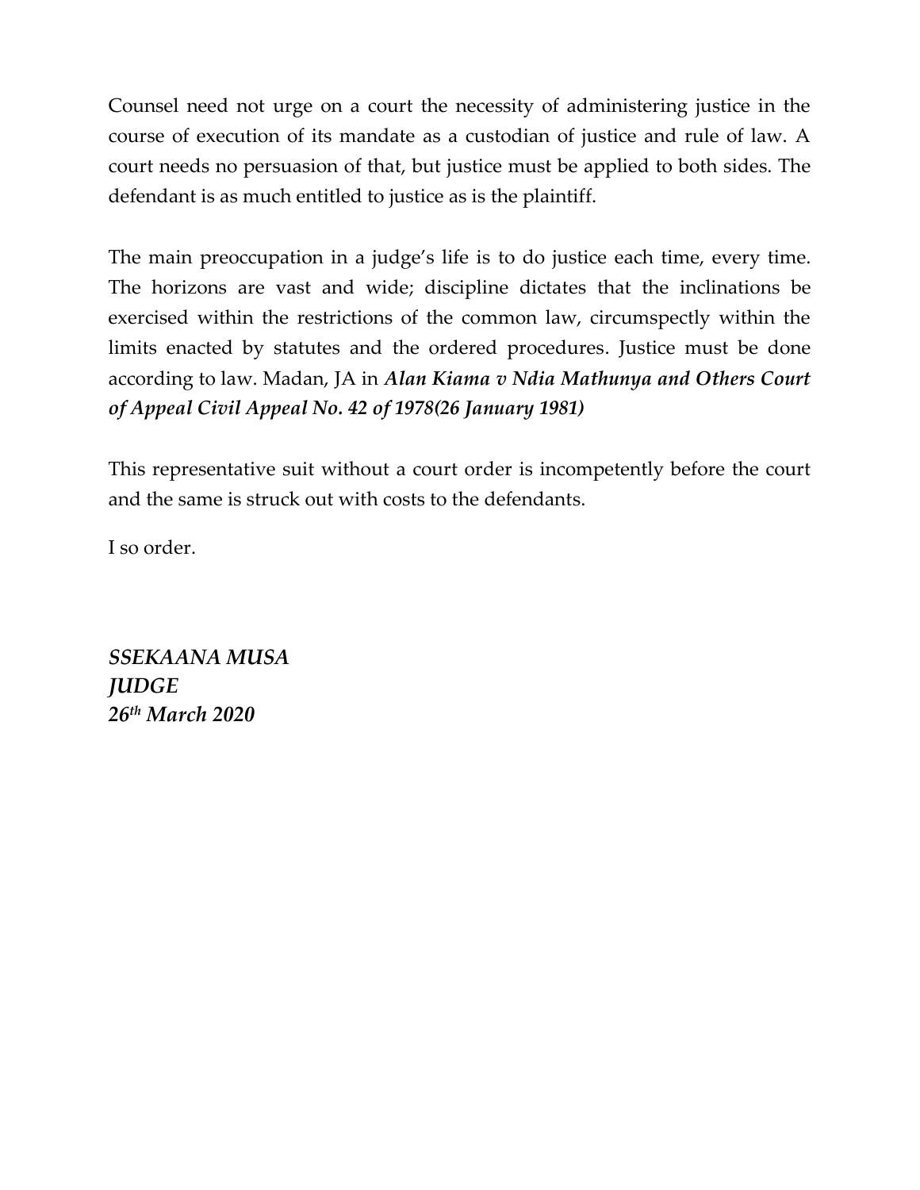Counsel need not urge on a court the necessity of administering justice in the course of execution of its mandate as a custodian of justice and rule of law. A court needs no persuasion of that, but justice must be applied to both sides. The defendant is as much entitled to justice as is the plaintiff.

The main preoccupation in a judge's life is to do justice each time, every time. The horizons are vast and wide; discipline dictates that the inclinations be exercised within the restrictions of the common law, circumspectly within the limits enacted by statutes and the ordered procedures. Justice must be done according to law. Madan, JA in ***Alan Kiama v Ndia Mathunya and Others Court of Appeal Civil Appeal No. 42 of 1978(26 January 1981)***

This representative suit without a court order is incompetently before the court and the same is struck out with costs to the defendants.

I so order.

***SSEKAANA MUSA***
***JUDGE***
***26th March 2020***